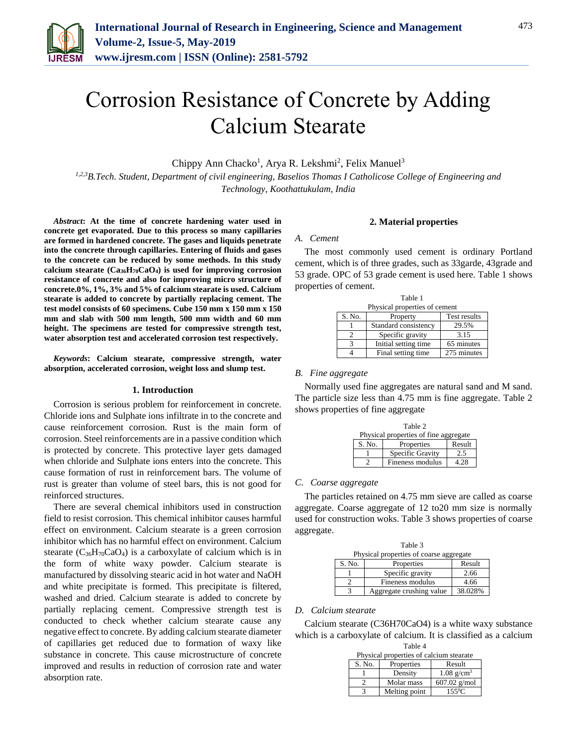# Corrosion Resistance of Concrete by Adding Calcium Stearate

Chippy Ann Chacko[1], Arya R. Lekshmi[2], Felix Manuel[3]

[1,2,3]*B.Tech. Student, Department of civil engineering, Baselios Thomas I Catholicose College of Engineering and Technology, Koothattukulam, India*

***Abstract*: At the time of concrete hardening water used in concrete get evaporated. Due to this process so many capillaries are formed in hardened concrete. The gases and liquids penetrate into the concrete through capillaries. Entering of fluids and gases to the concrete can be reduced by some methods. In this study calcium stearate ($Ca_{36}H_{70}CaO_4$) is used for improving corrosion resistance of concrete and also for improving micro structure of concrete.0%, 1%, 3% and 5% of calcium stearate is used. Calcium stearate is added to concrete by partially replacing cement. The test model consists of 60 specimens. Cube 150 mm x 150 mm and slab with 500 mm length, 500 mm width and 60 mm height. The specimens are tested for compressive strength test, water absorption test and accelerated corrosion test respectively.**

***Keywords*: Calcium stearate, compressive strength, water absorption, accelerated corrosion, weight loss and slump test.**

## 1. Introduction

Corrosion is serious problem for reinforcement in concrete. Chloride ions and Sulphate ions infiltrate in to the concrete and cause reinforcement corrosion. Rust is the main form of corrosion. Steel reinforcements are in a passive condition which is protected by concrete. This protective layer gets damaged when chloride and Sulphate ions enters into the concrete. This cause formation of rust in reinforcement bars. The volume of rust is greater than volume of steel bars, this is not good for reinforced structures.

There are several chemical inhibitors used in construction field to resist corrosion. This chemical inhibitor causes harmful effect on environment. Calcium stearate is a green corrosion inhibitor which has no harmful effect on environment. Calcium stearate ($C_{36}H_{70}CaO_4$) is a carboxylate of calcium which is in the form of white waxy powder. Calcium stearate is manufactured by dissolving stearic acid in hot water and NaOH and white precipitate is formed. This precipitate is filtered, washed and dried. Calcium stearate is added to concrete by partially replacing cement. Compressive strength test is conducted to check whether calcium stearate cause any negative effect to concrete. By adding calcium stearate diameter of capillaries get reduced due to formation of waxy like substance in concrete. This cause microstructure of concrete improved and results in reduction of corrosion rate and water absorption rate.

## 2. Material properties

### *A. Cement*

The most commonly used cement is ordinary Portland cement, which is of three grades, such as 33garde, 43grade and 53 grade. OPC of 53 grade cement is used here. Table 1 shows properties of cement.

Table 1
Physical properties of cement

| S. No. | Property | Test results |
|---|---|---|
| 1 | Standard consistency | 29.5% |
| 2 | Specific gravity | 3.15 |
| 3 | Initial setting time | 65 minutes |
| 4 | Final setting time | 275 minutes |

### *B. Fine aggregate*

Normally used fine aggregates are natural sand and M sand. The particle size less than 4.75 mm is fine aggregate. Table 2 shows properties of fine aggregate

Table 2
Physical properties of fine aggregate

| S. No. | Properties | Result |
|---|---|---|
| 1 | Specific Gravity | 2.5 |
| 2 | Fineness modulus | 4.28 |

### *C. Coarse aggregate*

The particles retained on 4.75 mm sieve are called as coarse aggregate. Coarse aggregate of 12 to20 mm size is normally used for construction woks. Table 3 shows properties of coarse aggregate.

Table 3
Physical properties of coarse aggregate

| S. No. | Properties | Result |
|---|---|---|
| 1 | Specific gravity | 2.66 |
| 2 | Fineness modulus | 4.66 |
| 3 | Aggregate crushing value | 38.028% |

### *D. Calcium stearate*

Calcium stearate (C36H70CaO4) is a white waxy substance which is a carboxylate of calcium. It is classified as a calcium

Table 4
Physical properties of calcium stearate

| S. No. | Properties | Result |
|---|---|---|
| 1 | Density | 1.08 g/cm$^3$ |
| 2 | Molar mass | 607.02 g/mol |
| 3 | Melting point | 155$^0$C |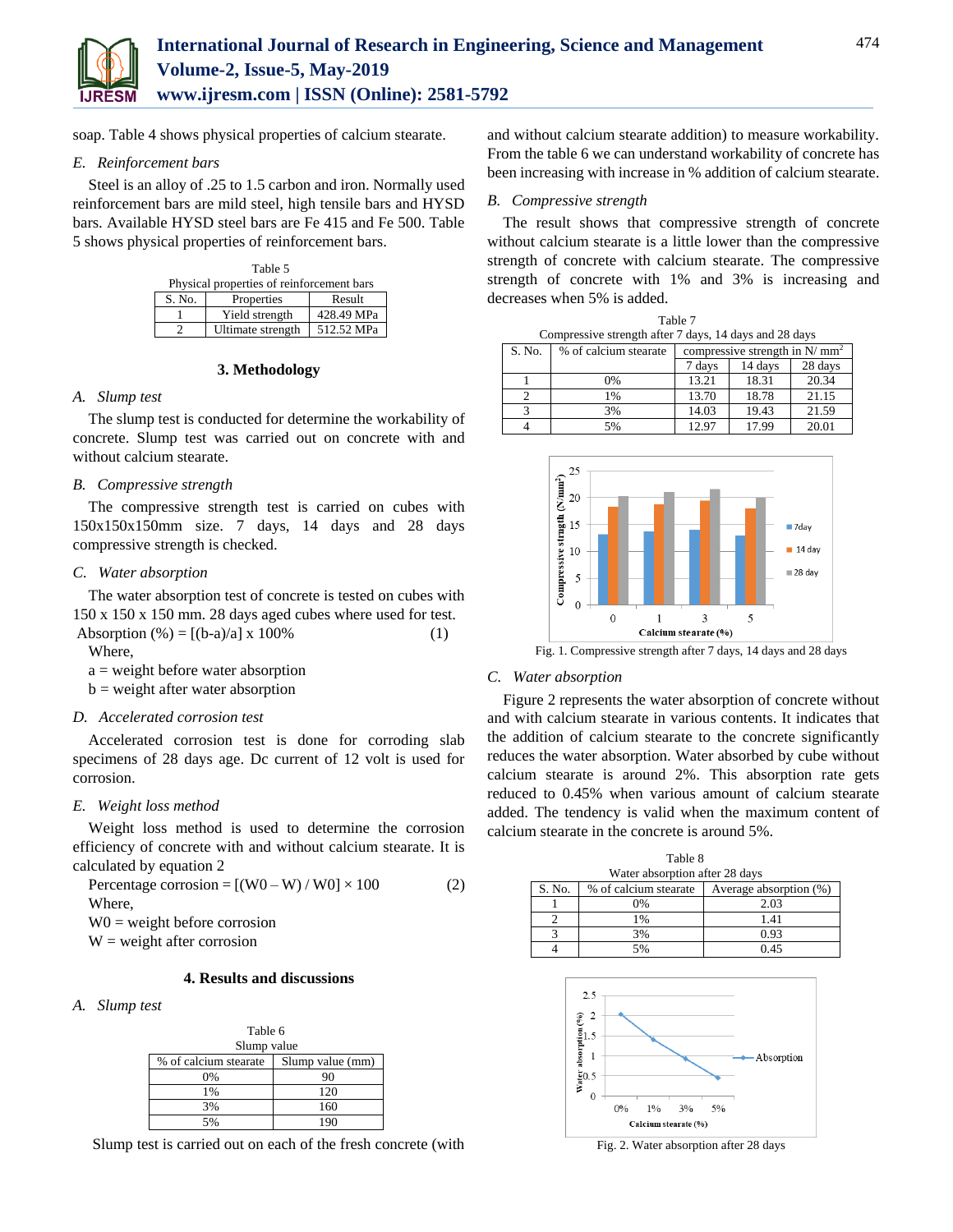soap. Table 4 shows physical properties of calcium stearate.

*E. Reinforcement bars*

Steel is an alloy of .25 to 1.5 carbon and iron. Normally used reinforcement bars are mild steel, high tensile bars and HYSD bars. Available HYSD steel bars are Fe 415 and Fe 500. Table 5 shows physical properties of reinforcement bars.

Table 5
Physical properties of reinforcement bars

| S. No. | Properties | Result |
|---|---|---|
| 1 | Yield strength | 428.49 MPa |
| 2 | Ultimate strength | 512.52 MPa |

## 3. Methodology

*A. Slump test*

The slump test is conducted for determine the workability of concrete. Slump test was carried out on concrete with and without calcium stearate.

*B. Compressive strength*

The compressive strength test is carried on cubes with 150x150x150mm size. 7 days, 14 days and 28 days compressive strength is checked.

*C. Water absorption*

The water absorption test of concrete is tested on cubes with 150 x 150 x 150 mm. 28 days aged cubes where used for test.

$$\text{Absorption} (\%) = [(b-a)/a] \times 100\% \quad (1)$$

Where,

a = weight before water absorption

b = weight after water absorption

*D. Accelerated corrosion test*

Accelerated corrosion test is done for corroding slab specimens of 28 days age. Dc current of 12 volt is used for corrosion.

*E. Weight loss method*

Weight loss method is used to determine the corrosion efficiency of concrete with and without calcium stearate. It is calculated by equation 2

$$\text{Percentage corrosion} = [(W0 - W) / W0] \times 100 \quad (2)$$

Where,

W0 = weight before corrosion

W = weight after corrosion

## 4. Results and discussions

*A. Slump test*

Table 6
Slump value

| % of calcium stearate | Slump value (mm) |
|---|---|
| 0% | 90 |
| 1% | 120 |
| 3% | 160 |
| 5% | 190 |

Slump test is carried out on each of the fresh concrete (with and without calcium stearate addition) to measure workability. From the table 6 we can understand workability of concrete has been increasing with increase in % addition of calcium stearate.

*B. Compressive strength*

The result shows that compressive strength of concrete without calcium stearate is a little lower than the compressive strength of concrete with calcium stearate. The compressive strength of concrete with 1% and 3% is increasing and decreases when 5% is added.

Table 7
Compressive strength after 7 days, 14 days and 28 days

| S. No. | % of calcium stearate | compressive strength in $N/mm^2$ | | |
|---|---|---|---|---|
| | | 7 days | 14 days | 28 days |
| 1 | 0% | 13.21 | 18.31 | 20.34 |
| 2 | 1% | 13.70 | 18.78 | 21.15 |
| 3 | 3% | 14.03 | 19.43 | 21.59 |
| 4 | 5% | 12.97 | 17.99 | 20.01 |

Fig. 1. Compressive strength after 7 days, 14 days and 28 days

*C. Water absorption*

Figure 2 represents the water absorption of concrete without and with calcium stearate in various contents. It indicates that the addition of calcium stearate to the concrete significantly reduces the water absorption. Water absorbed by cube without calcium stearate is around 2%. This absorption rate gets reduced to 0.45% when various amount of calcium stearate added. The tendency is valid when the maximum content of calcium stearate in the concrete is around 5%.

Table 8
Water absorption after 28 days

| S. No. | % of calcium stearate | Average absorption (%) |
|---|---|---|
| 1 | 0% | 2.03 |
| 2 | 1% | 1.41 |
| 3 | 3% | 0.93 |
| 4 | 5% | 0.45 |

Fig. 2. Water absorption after 28 days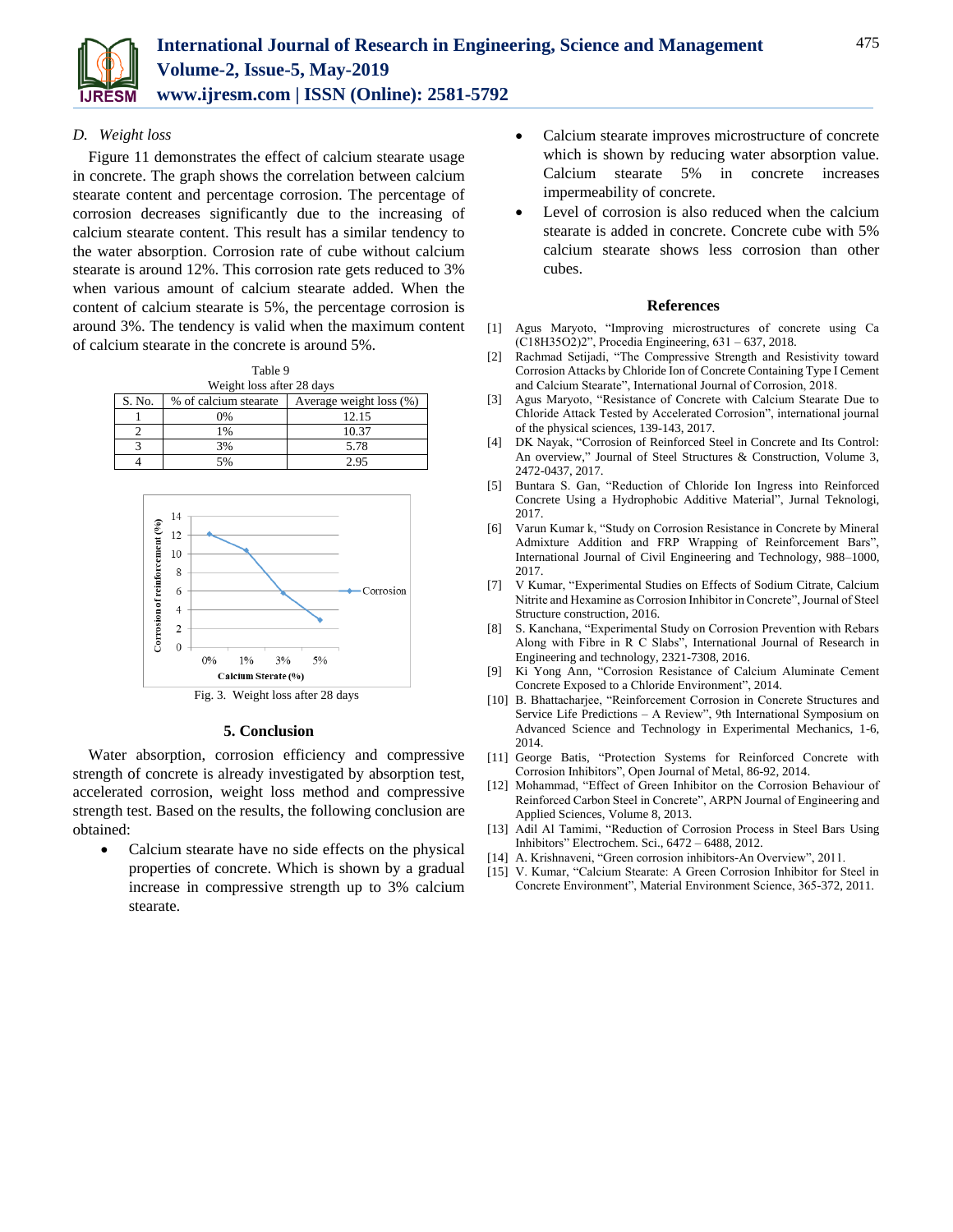### D. Weight loss

Figure 11 demonstrates the effect of calcium stearate usage in concrete. The graph shows the correlation between calcium stearate content and percentage corrosion. The percentage of corrosion decreases significantly due to the increasing of calcium stearate content. This result has a similar tendency to the water absorption. Corrosion rate of cube without calcium stearate is around 12%. This corrosion rate gets reduced to 3% when various amount of calcium stearate added. When the content of calcium stearate is 5%, the percentage corrosion is around 3%. The tendency is valid when the maximum content of calcium stearate in the concrete is around 5%.

Table 9
Weight loss after 28 days

| S. No. | % of calcium stearate | Average weight loss (%) |
|---|---|---|
| 1 | 0% | 12.15 |
| 2 | 1% | 10.37 |
| 3 | 3% | 5.78 |
| 4 | 5% | 2.95 |

14
12
10
8
6
4
2
0
0%
1%
3%
5%
Corrosion of reinforcement (%)
Calcium Sterate (%)
Corrosion

Fig. 3. Weight loss after 28 days

## 5. Conclusion

Water absorption, corrosion efficiency and compressive strength of concrete is already investigated by absorption test, accelerated corrosion, weight loss method and compressive strength test. Based on the results, the following conclusion are obtained:

- Calcium stearate have no side effects on the physical properties of concrete. Which is shown by a gradual increase in compressive strength up to 3% calcium stearate.
- Calcium stearate improves microstructure of concrete which is shown by reducing water absorption value. Calcium stearate 5% in concrete increases impermeability of concrete.
- Level of corrosion is also reduced when the calcium stearate is added in concrete. Concrete cube with 5% calcium stearate shows less corrosion than other cubes.

## References

[1] Agus Maryoto, "Improving microstructures of concrete using Ca ($C_{18}H_{35}O_2$)2", Procedia Engineering, 631 – 637, 2018.

[2] Rachmad Setijadi, "The Compressive Strength and Resistivity toward Corrosion Attacks by Chloride Ion of Concrete Containing Type I Cement and Calcium Stearate", International Journal of Corrosion, 2018.

[3] Agus Maryoto, "Resistance of Concrete with Calcium Stearate Due to Chloride Attack Tested by Accelerated Corrosion", international journal of the physical sciences, 139-143, 2017.

[4] DK Nayak, "Corrosion of Reinforced Steel in Concrete and Its Control: An overview," Journal of Steel Structures & Construction, Volume 3, 2472-0437, 2017.

[5] Buntara S. Gan, "Reduction of Chloride Ion Ingress into Reinforced Concrete Using a Hydrophobic Additive Material", Jurnal Teknologi, 2017.

[6] Varun Kumar k, "Study on Corrosion Resistance in Concrete by Mineral Admixture Addition and FRP Wrapping of Reinforcement Bars", International Journal of Civil Engineering and Technology, 988–1000, 2017.

[7] V Kumar, "Experimental Studies on Effects of Sodium Citrate, Calcium Nitrite and Hexamine as Corrosion Inhibitor in Concrete", Journal of Steel Structure construction, 2016.

[8] S. Kanchana, "Experimental Study on Corrosion Prevention with Rebars Along with Fibre in R C Slabs", International Journal of Research in Engineering and technology, 2321-7308, 2016.

[9] Ki Yong Ann, "Corrosion Resistance of Calcium Aluminate Cement Concrete Exposed to a Chloride Environment", 2014.

[10] B. Bhattacharjee, "Reinforcement Corrosion in Concrete Structures and Service Life Predictions – A Review", 9th International Symposium on Advanced Science and Technology in Experimental Mechanics, 1-6, 2014.

[11] George Batis, "Protection Systems for Reinforced Concrete with Corrosion Inhibitors", Open Journal of Metal, 86-92, 2014.

[12] Mohammad, "Effect of Green Inhibitor on the Corrosion Behaviour of Reinforced Carbon Steel in Concrete", ARPN Journal of Engineering and Applied Sciences, Volume 8, 2013.

[13] Adil Al Tamimi, "Reduction of Corrosion Process in Steel Bars Using Inhibitors" Electrochem. Sci., 6472 – 6488, 2012.

[14] A. Krishnaveni, "Green corrosion inhibitors-An Overview", 2011.

[15] V. Kumar, "Calcium Stearate: A Green Corrosion Inhibitor for Steel in Concrete Environment", Material Environment Science, 365-372, 2011.